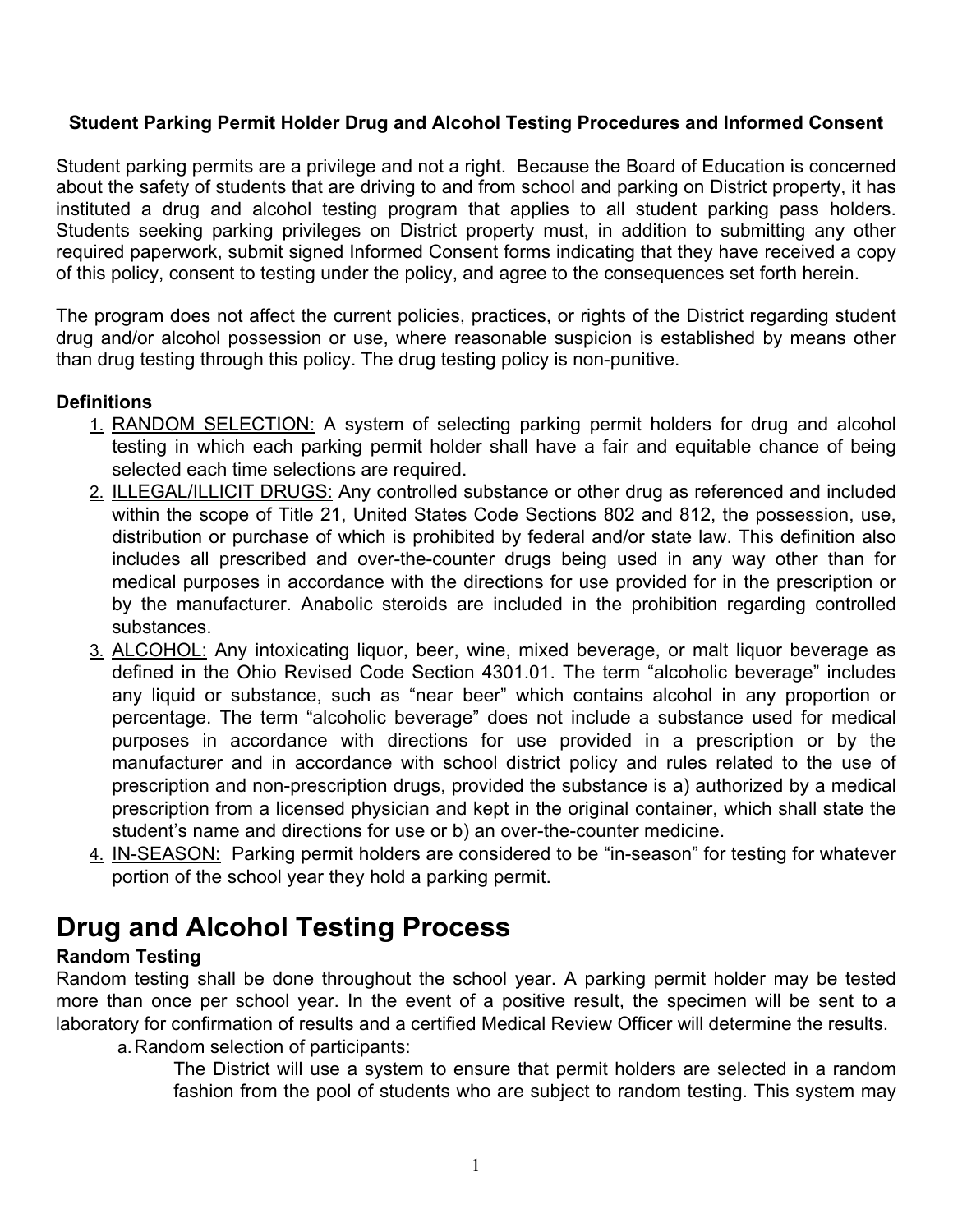**Student Parking Permit Holder Drug and Alcohol Testing Procedures and Informed Consent**

Student parking permits are a privilege and not a right. Because the Board of Education is concerned about the safety of students that are driving to and from school and parking on District property, it has instituted a drug and alcohol testing program that applies to all student parking pass holders. Students seeking parking privileges on District property must, in addition to submitting any other required paperwork, submit signed Informed Consent forms indicating that they have received a copy of this policy, consent to testing under the policy, and agree to the consequences set forth herein.

The program does not affect the current policies, practices, or rights of the District regarding student drug and/or alcohol possession or use, where reasonable suspicion is established by means other than drug testing through this policy. The drug testing policy is non-punitive.

**Definitions**

1. RANDOM SELECTION: A system of selecting parking permit holders for drug and alcohol testing in which each parking permit holder shall have a fair and equitable chance of being selected each time selections are required.
2. ILLEGAL/ILLICIT DRUGS: Any controlled substance or other drug as referenced and included within the scope of Title 21, United States Code Sections 802 and 812, the possession, use, distribution or purchase of which is prohibited by federal and/or state law. This definition also includes all prescribed and over-the-counter drugs being used in any way other than for medical purposes in accordance with the directions for use provided for in the prescription or by the manufacturer. Anabolic steroids are included in the prohibition regarding controlled substances.
3. ALCOHOL: Any intoxicating liquor, beer, wine, mixed beverage, or malt liquor beverage as defined in the Ohio Revised Code Section 4301.01. The term "alcoholic beverage" includes any liquid or substance, such as "near beer" which contains alcohol in any proportion or percentage. The term "alcoholic beverage" does not include a substance used for medical purposes in accordance with directions for use provided in a prescription or by the manufacturer and in accordance with school district policy and rules related to the use of prescription and non-prescription drugs, provided the substance is a) authorized by a medical prescription from a licensed physician and kept in the original container, which shall state the student's name and directions for use or b) an over-the-counter medicine.
4. IN-SEASON: Parking permit holders are considered to be "in-season" for testing for whatever portion of the school year they hold a parking permit.

# Drug and Alcohol Testing Process

**Random Testing**

Random testing shall be done throughout the school year. A parking permit holder may be tested more than once per school year. In the event of a positive result, the specimen will be sent to a laboratory for confirmation of results and a certified Medical Review Officer will determine the results.

a. Random selection of participants:

The District will use a system to ensure that permit holders are selected in a random fashion from the pool of students who are subject to random testing. This system may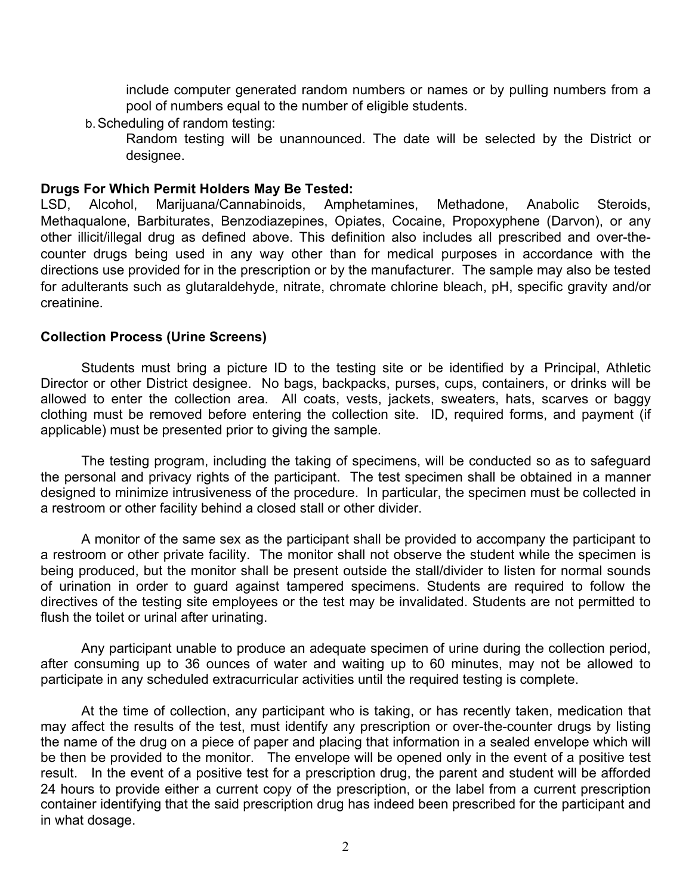include computer generated random numbers or names or by pulling numbers from a pool of numbers equal to the number of eligible students.

b. Scheduling of random testing:

Random testing will be unannounced. The date will be selected by the District or designee.

**Drugs For Which Permit Holders May Be Tested:**
LSD, Alcohol, Marijuana/Cannabinoids, Amphetamines, Methadone, Anabolic Steroids, Methaqualone, Barbiturates, Benzodiazepines, Opiates, Cocaine, Propoxyphene (Darvon), or any other illicit/illegal drug as defined above. This definition also includes all prescribed and over-the-counter drugs being used in any way other than for medical purposes in accordance with the directions use provided for in the prescription or by the manufacturer. The sample may also be tested for adulterants such as glutaraldehyde, nitrate, chromate chlorine bleach, pH, specific gravity and/or creatinine.

**Collection Process (Urine Screens)**

Students must bring a picture ID to the testing site or be identified by a Principal, Athletic Director or other District designee. No bags, backpacks, purses, cups, containers, or drinks will be allowed to enter the collection area. All coats, vests, jackets, sweaters, hats, scarves or baggy clothing must be removed before entering the collection site. ID, required forms, and payment (if applicable) must be presented prior to giving the sample.

The testing program, including the taking of specimens, will be conducted so as to safeguard the personal and privacy rights of the participant. The test specimen shall be obtained in a manner designed to minimize intrusiveness of the procedure. In particular, the specimen must be collected in a restroom or other facility behind a closed stall or other divider.

A monitor of the same sex as the participant shall be provided to accompany the participant to a restroom or other private facility. The monitor shall not observe the student while the specimen is being produced, but the monitor shall be present outside the stall/divider to listen for normal sounds of urination in order to guard against tampered specimens. Students are required to follow the directives of the testing site employees or the test may be invalidated. Students are not permitted to flush the toilet or urinal after urinating.

Any participant unable to produce an adequate specimen of urine during the collection period, after consuming up to 36 ounces of water and waiting up to 60 minutes, may not be allowed to participate in any scheduled extracurricular activities until the required testing is complete.

At the time of collection, any participant who is taking, or has recently taken, medication that may affect the results of the test, must identify any prescription or over-the-counter drugs by listing the name of the drug on a piece of paper and placing that information in a sealed envelope which will be then be provided to the monitor. The envelope will be opened only in the event of a positive test result. In the event of a positive test for a prescription drug, the parent and student will be afforded 24 hours to provide either a current copy of the prescription, or the label from a current prescription container identifying that the said prescription drug has indeed been prescribed for the participant and in what dosage.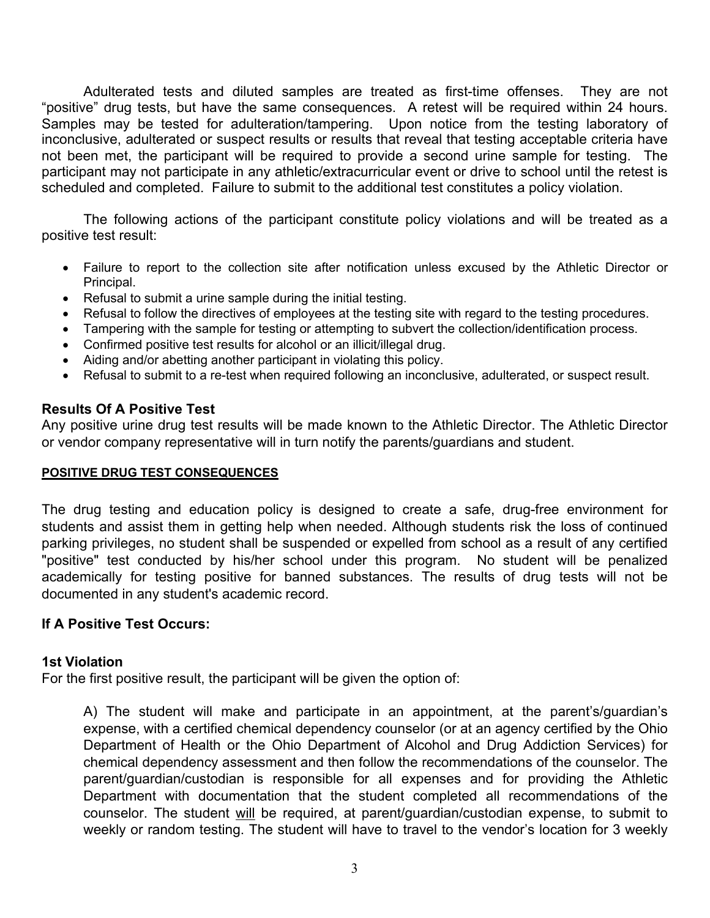Adulterated tests and diluted samples are treated as first-time offenses. They are not "positive" drug tests, but have the same consequences. A retest will be required within 24 hours. Samples may be tested for adulteration/tampering. Upon notice from the testing laboratory of inconclusive, adulterated or suspect results or results that reveal that testing acceptable criteria have not been met, the participant will be required to provide a second urine sample for testing. The participant may not participate in any athletic/extracurricular event or drive to school until the retest is scheduled and completed. Failure to submit to the additional test constitutes a policy violation.

The following actions of the participant constitute policy violations and will be treated as a positive test result:

- Failure to report to the collection site after notification unless excused by the Athletic Director or Principal.
- Refusal to submit a urine sample during the initial testing.
- Refusal to follow the directives of employees at the testing site with regard to the testing procedures.
- Tampering with the sample for testing or attempting to subvert the collection/identification process.
- Confirmed positive test results for alcohol or an illicit/illegal drug.
- Aiding and/or abetting another participant in violating this policy.
- Refusal to submit to a re-test when required following an inconclusive, adulterated, or suspect result.

**Results Of A Positive Test**

Any positive urine drug test results will be made known to the Athletic Director. The Athletic Director or vendor company representative will in turn notify the parents/guardians and student.

**POSITIVE DRUG TEST CONSEQUENCES**

The drug testing and education policy is designed to create a safe, drug-free environment for students and assist them in getting help when needed. Although students risk the loss of continued parking privileges, no student shall be suspended or expelled from school as a result of any certified "positive" test conducted by his/her school under this program. No student will be penalized academically for testing positive for banned substances. The results of drug tests will not be documented in any student's academic record.

**If A Positive Test Occurs:**

**1st Violation**

For the first positive result, the participant will be given the option of:

A) The student will make and participate in an appointment, at the parent's/guardian's expense, with a certified chemical dependency counselor (or at an agency certified by the Ohio Department of Health or the Ohio Department of Alcohol and Drug Addiction Services) for chemical dependency assessment and then follow the recommendations of the counselor. The parent/guardian/custodian is responsible for all expenses and for providing the Athletic Department with documentation that the student completed all recommendations of the counselor. The student will be required, at parent/guardian/custodian expense, to submit to weekly or random testing. The student will have to travel to the vendor's location for 3 weekly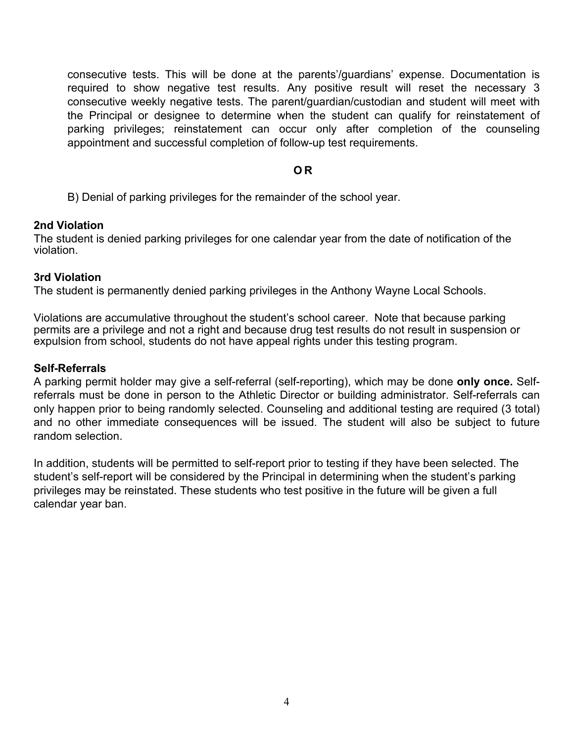consecutive tests. This will be done at the parents'/guardians' expense. Documentation is required to show negative test results. Any positive result will reset the necessary 3 consecutive weekly negative tests. The parent/guardian/custodian and student will meet with the Principal or designee to determine when the student can qualify for reinstatement of parking privileges; reinstatement can occur only after completion of the counseling appointment and successful completion of follow-up test requirements.

**OR**

B) Denial of parking privileges for the remainder of the school year.

**2nd Violation**
The student is denied parking privileges for one calendar year from the date of notification of the violation.

**3rd Violation**
The student is permanently denied parking privileges in the Anthony Wayne Local Schools.

Violations are accumulative throughout the student's school career. Note that because parking permits are a privilege and not a right and because drug test results do not result in suspension or expulsion from school, students do not have appeal rights under this testing program.

**Self-Referrals**
A parking permit holder may give a self-referral (self-reporting), which may be done **only once.** Self-referrals must be done in person to the Athletic Director or building administrator. Self-referrals can only happen prior to being randomly selected. Counseling and additional testing are required (3 total) and no other immediate consequences will be issued. The student will also be subject to future random selection.

In addition, students will be permitted to self-report prior to testing if they have been selected. The student's self-report will be considered by the Principal in determining when the student's parking privileges may be reinstated. These students who test positive in the future will be given a full calendar year ban.